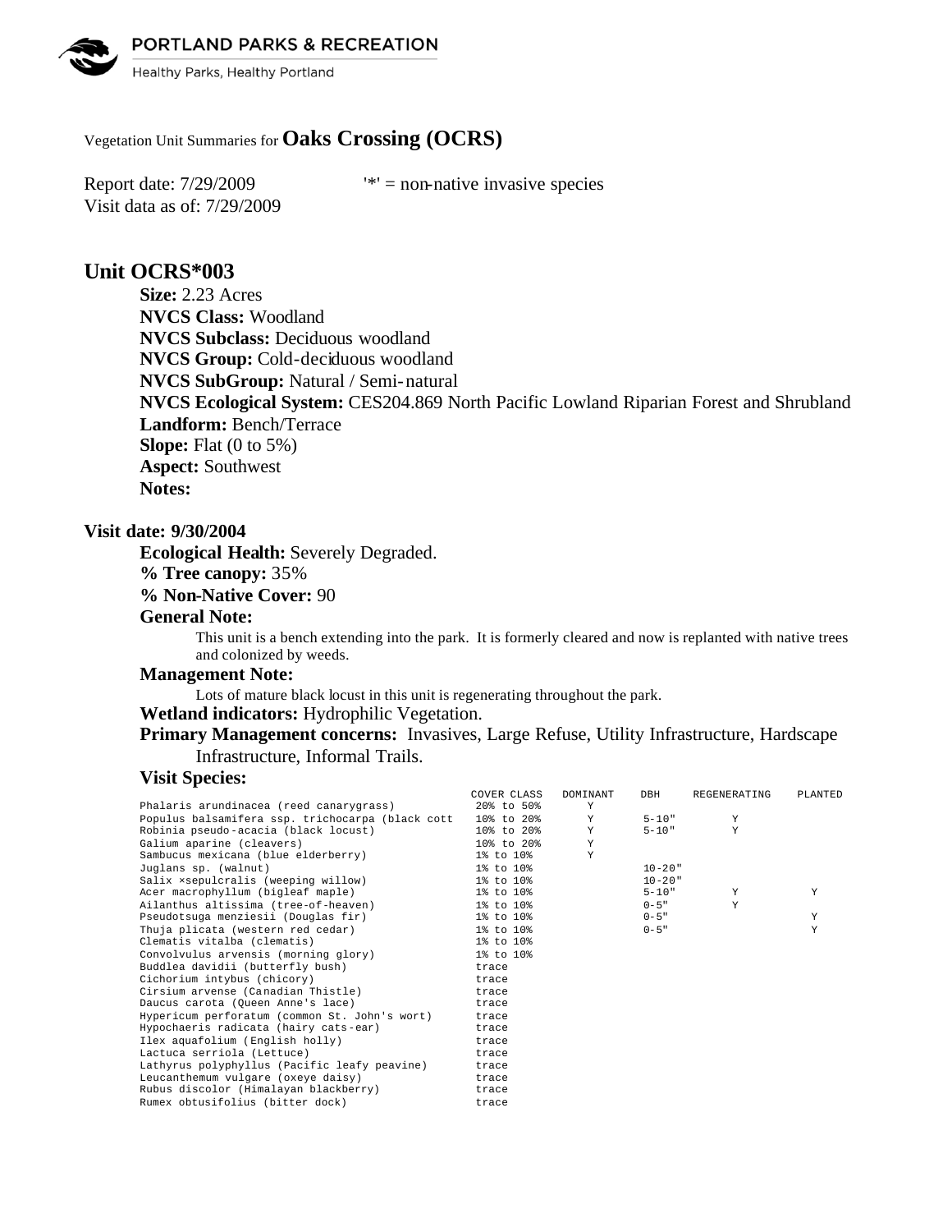Vegetation Unit Summaries for **Oaks Crossing (OCRS)**

Report date: 7/29/2009 '*' = non-native invasive species
Visit data as of: 7/29/2009

## Unit OCRS*003

**Size:** 2.23 Acres
**NVCS Class:** Woodland
**NVCS Subclass:** Deciduous woodland
**NVCS Group:** Cold-deciduous woodland
**NVCS SubGroup:** Natural / Semi-natural
**NVCS Ecological System:** CES204.869 North Pacific Lowland Riparian Forest and Shrubland
**Landform:** Bench/Terrace
**Slope:** Flat (0 to 5%)
**Aspect:** Southwest
**Notes:**

### Visit date: 9/30/2004

**Ecological Health:** Severely Degraded.
**% Tree canopy:** 35%
**% Non-Native Cover:** 90

**General Note:**

This unit is a bench extending into the park. It is formerly cleared and now is replanted with native trees and colonized by weeds.

**Management Note:**

Lots of mature black locust in this unit is regenerating throughout the park.

**Wetland indicators:** Hydrophilic Vegetation.

**Primary Management concerns:** Invasives, Large Refuse, Utility Infrastructure, Hardscape Infrastructure, Informal Trails.

**Visit Species:**

| | COVER CLASS | DOMINANT | DBH | REGENERATING | PLANTED |
|---|---|---|---|---|---|
| Phalaris arundinacea (reed canarygrass) | 20% to 50% | Y | | | |
| Populus balsamifera ssp. trichocarpa (black cott | 10% to 20% | Y | 5-10" | Y | |
| Robinia pseudo-acacia (black locust) | 10% to 20% | Y | 5-10" | Y | |
| Galium aparine (cleavers) | 10% to 20% | Y | | | |
| Sambucus mexicana (blue elderberry) | 1% to 10% | Y | | | |
| Juglans sp. (walnut) | 1% to 10% | | 10-20" | | |
| Salix ×sepulcralis (weeping willow) | 1% to 10% | | 10-20" | | |
| Acer macrophyllum (bigleaf maple) | 1% to 10% | | 5-10" | Y | Y |
| Ailanthus altissima (tree-of-heaven) | 1% to 10% | | 0-5" | Y | |
| Pseudotsuga menziesii (Douglas fir) | 1% to 10% | | 0-5" | | Y |
| Thuja plicata (western red cedar) | 1% to 10% | | 0-5" | | Y |
| Clematis vitalba (clematis) | 1% to 10% | | | | |
| Convolvulus arvensis (morning glory) | 1% to 10% | | | | |
| Buddlea davidii (butterfly bush) | trace | | | | |
| Cichorium intybus (chicory) | trace | | | | |
| Cirsium arvense (Canadian Thistle) | trace | | | | |
| Daucus carota (Queen Anne's lace) | trace | | | | |
| Hypericum perforatum (common St. John's wort) | trace | | | | |
| Hypochaeris radicata (hairy cats-ear) | trace | | | | |
| Ilex aquafolium (English holly) | trace | | | | |
| Lactuca serriola (Lettuce) | trace | | | | |
| Lathyrus polyphyllus (Pacific leafy peavine) | trace | | | | |
| Leucanthemum vulgare (oxeye daisy) | trace | | | | |
| Rubus discolor (Himalayan blackberry) | trace | | | | |
| Rumex obtusifolius (bitter dock) | trace | | | | |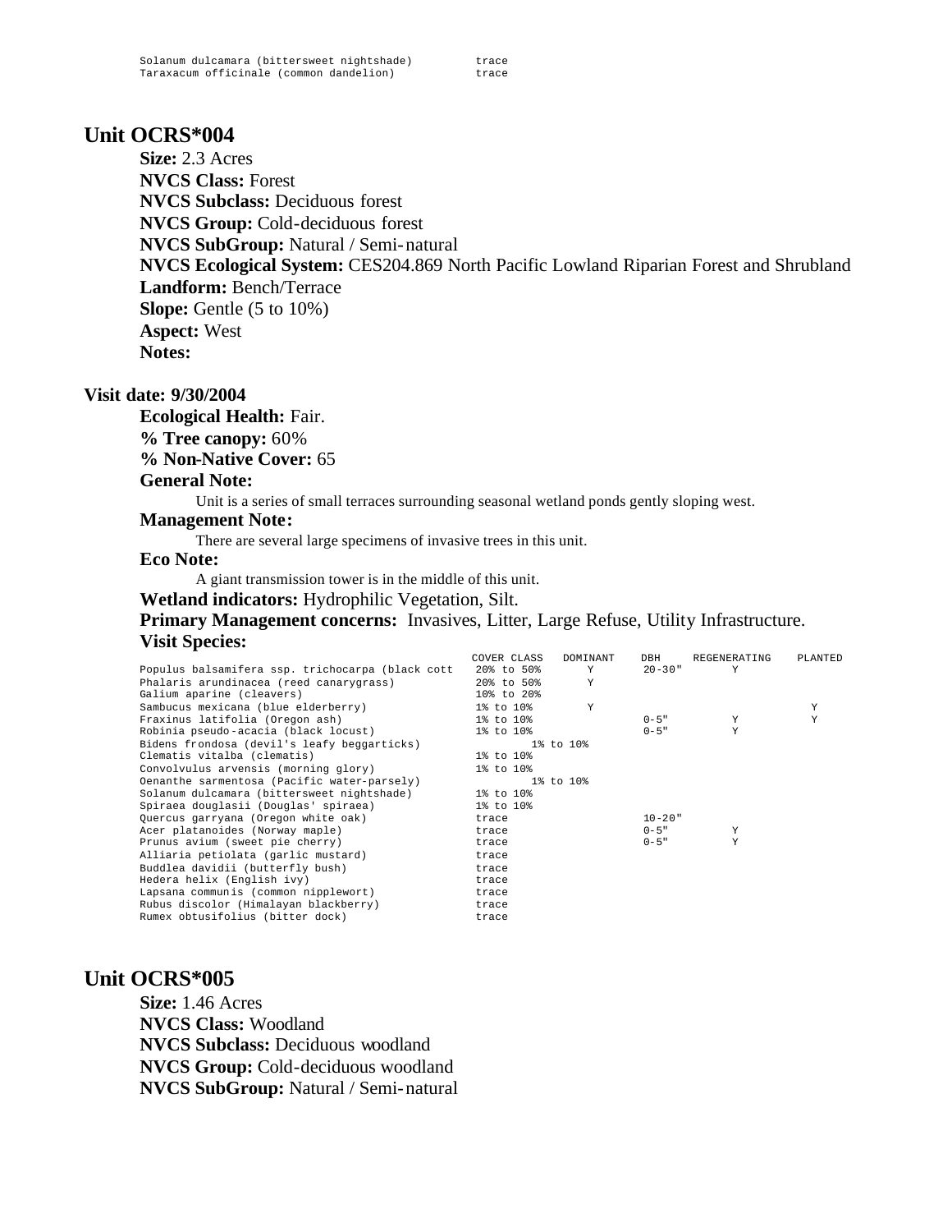| | |
|---|---|
| Solanum dulcamara (bittersweet nightshade) | trace |
| Taraxacum officinale (common dandelion) | trace |

## Unit OCRS*004

**Size:** 2.3 Acres
**NVCS Class:** Forest
**NVCS Subclass:** Deciduous forest
**NVCS Group:** Cold-deciduous forest
**NVCS SubGroup:** Natural / Semi-natural
**NVCS Ecological System:** CES204.869 North Pacific Lowland Riparian Forest and Shrubland
**Landform:** Bench/Terrace
**Slope:** Gentle (5 to 10%)
**Aspect:** West
**Notes:**

### Visit date: 9/30/2004

**Ecological Health:** Fair.
**% Tree canopy:** 60%
**% Non-Native Cover:** 65
**General Note:**

Unit is a series of small terraces surrounding seasonal wetland ponds gently sloping west.

**Management Note:**

There are several large specimens of invasive trees in this unit.

**Eco Note:**

A giant transmission tower is in the middle of this unit.

**Wetland indicators:** Hydrophilic Vegetation, Silt.
**Primary Management concerns:** Invasives, Litter, Large Refuse, Utility Infrastructure.
**Visit Species:**

| | COVER CLASS | DOMINANT | DBH | REGENERATING | PLANTED |
|---|---|---|---|---|---|
| Populus balsamifera ssp. trichocarpa (black cott | 20% to 50% | Y | 20-30" | Y | |
| Phalaris arundinacea (reed canarygrass) | 20% to 50% | Y | | | |
| Galium aparine (cleavers) | 10% to 20% | | | | |
| Sambucus mexicana (blue elderberry) | 1% to 10% | Y | | | Y |
| Fraxinus latifolia (Oregon ash) | 1% to 10% | | 0-5" | Y | Y |
| Robinia pseudo-acacia (black locust) | 1% to 10% | | 0-5" | Y | |
| Bidens frondosa (devil's leafy beggarticks) | 1% to 10% | | | | |
| Clematis vitalba (clematis) | 1% to 10% | | | | |
| Convolvulus arvensis (morning glory) | 1% to 10% | | | | |
| Oenanthe sarmentosa (Pacific water-parsely) | 1% to 10% | | | | |
| Solanum dulcamara (bittersweet nightshade) | 1% to 10% | | | | |
| Spiraea douglasii (Douglas' spiraea) | 1% to 10% | | | | |
| Quercus garryana (Oregon white oak) | trace | | 10-20" | | |
| Acer platanoides (Norway maple) | trace | | 0-5" | Y | |
| Prunus avium (sweet pie cherry) | trace | | 0-5" | Y | |
| Alliaria petiolata (garlic mustard) | trace | | | | |
| Buddlea davidii (butterfly bush) | trace | | | | |
| Hedera helix (English ivy) | trace | | | | |
| Lapsana communis (common nipplewort) | trace | | | | |
| Rubus discolor (Himalayan blackberry) | trace | | | | |
| Rumex obtusifolius (bitter dock) | trace | | | | |

## Unit OCRS*005

**Size:** 1.46 Acres
**NVCS Class:** Woodland
**NVCS Subclass:** Deciduous woodland
**NVCS Group:** Cold-deciduous woodland
**NVCS SubGroup:** Natural / Semi-natural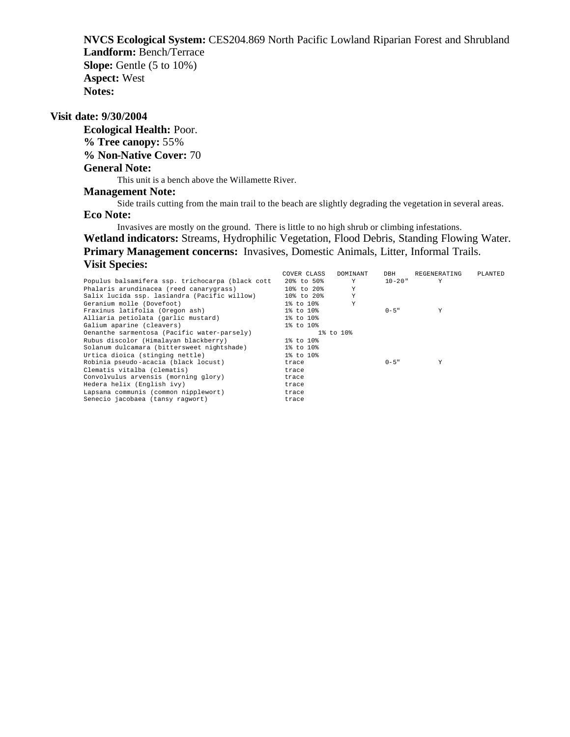**NVCS Ecological System:** CES204.869 North Pacific Lowland Riparian Forest and Shrubland
**Landform:** Bench/Terrace
**Slope:** Gentle (5 to 10%)
**Aspect:** West
**Notes:**

**Visit date: 9/30/2004**

**Ecological Health:** Poor.
**% Tree canopy:** 55%
**% Non-Native Cover:** 70
**General Note:**

This unit is a bench above the Willamette River.

**Management Note:**

Side trails cutting from the main trail to the beach are slightly degrading the vegetation in several areas.

**Eco Note:**

Invasives are mostly on the ground. There is little to no high shrub or climbing infestations.

**Wetland indicators:** Streams, Hydrophilic Vegetation, Flood Debris, Standing Flowing Water.
**Primary Management concerns:** Invasives, Domestic Animals, Litter, Informal Trails.
**Visit Species:**

| | COVER CLASS | DOMINANT | DBH | REGENERATING | PLANTED |
|---|---|---|---|---|---|
| Populus balsamifera ssp. trichocarpa (black cott | 20% to 50% | Y | 10-20" | Y | |
| Phalaris arundinacea (reed canarygrass) | 10% to 20% | Y | | | |
| Salix lucida ssp. lasiandra (Pacific willow) | 10% to 20% | Y | | | |
| Geranium molle (Dovefoot) | 1% to 10% | Y | | | |
| Fraxinus latifolia (Oregon ash) | 1% to 10% | | 0-5" | Y | |
| Alliaria petiolata (garlic mustard) | 1% to 10% | | | | |
| Galium aparine (cleavers) | 1% to 10% | | | | |
| Oenanthe sarmentosa (Pacific water-parsely) | 1% to 10% | | | | |
| Rubus discolor (Himalayan blackberry) | 1% to 10% | | | | |
| Solanum dulcamara (bittersweet nightshade) | 1% to 10% | | | | |
| Urtica dioica (stinging nettle) | 1% to 10% | | | | |
| Robinia pseudo-acacia (black locust) | trace | | 0-5" | Y | |
| Clematis vitalba (clematis) | trace | | | | |
| Convolvulus arvensis (morning glory) | trace | | | | |
| Hedera helix (English ivy) | trace | | | | |
| Lapsana communis (common nipplewort) | trace | | | | |
| Senecio jacobaea (tansy ragwort) | trace | | | | |